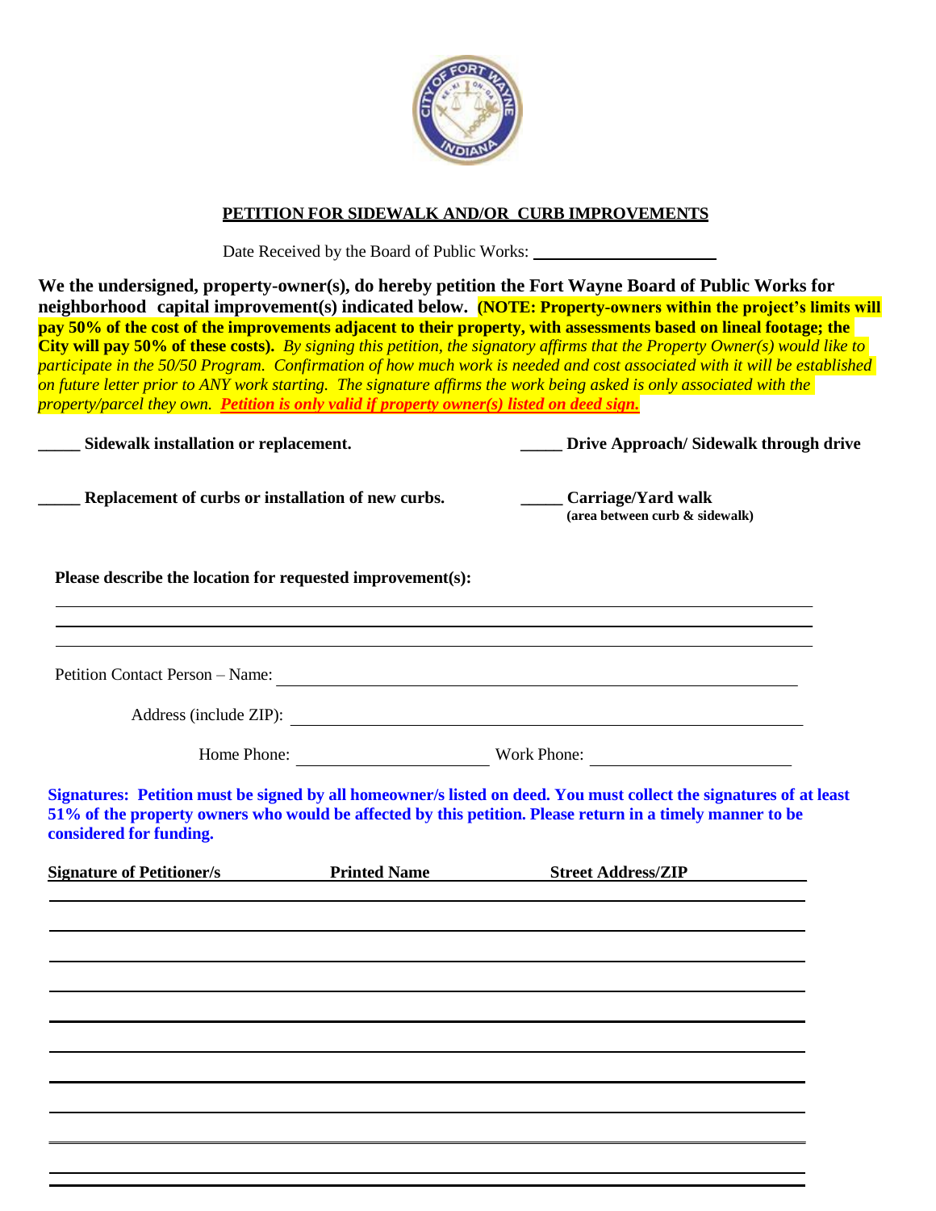## PETITION FOR SIDEWALK AND/OR CURB IMPROVEMENTS

Date Received by the Board of Public Works: ______________________

**We the undersigned, property-owner(s), do hereby petition the Fort Wayne Board of Public Works for neighborhood capital improvement(s) indicated below. (NOTE: Property-owners within the project's limits will pay 50% of the cost of the improvements adjacent to their property, with assessments based on lineal footage; the City will pay 50% of these costs).** *By signing this petition, the signatory affirms that the Property Owner(s) would like to participate in the 50/50 Program. Confirmation of how much work is needed and cost associated with it will be established on future letter prior to ANY work starting. The signature affirms the work being asked is only associated with the property/parcel they own.* ***Petition is only valid if property owner(s) listed on deed sign.***

_____ **Sidewalk installation or replacement.**

_____ **Drive Approach/ Sidewalk through drive**

_____ **Replacement of curbs or installation of new curbs.**

_____ **Carriage/Yard walk**
**(area between curb & sidewalk)**

**Please describe the location for requested improvement(s):**

______________________________________________________________________

______________________________________________________________________

______________________________________________________________________

Petition Contact Person – Name: ______________________________________________

Address (include ZIP): ______________________________________________

Home Phone: ______________________ Work Phone: ______________________

**Signatures: Petition must be signed by all homeowner/s listed on deed. You must collect the signatures of at least 51% of the property owners who would be affected by this petition. Please return in a timely manner to be considered for funding.**

| Signature of Petitioner/s | Printed Name | Street Address/ZIP |
|---|---|---|
| | | |
| | | |
| | | |
| | | |
| | | |
| | | |
| | | |
| | | |
| | | |
| | | |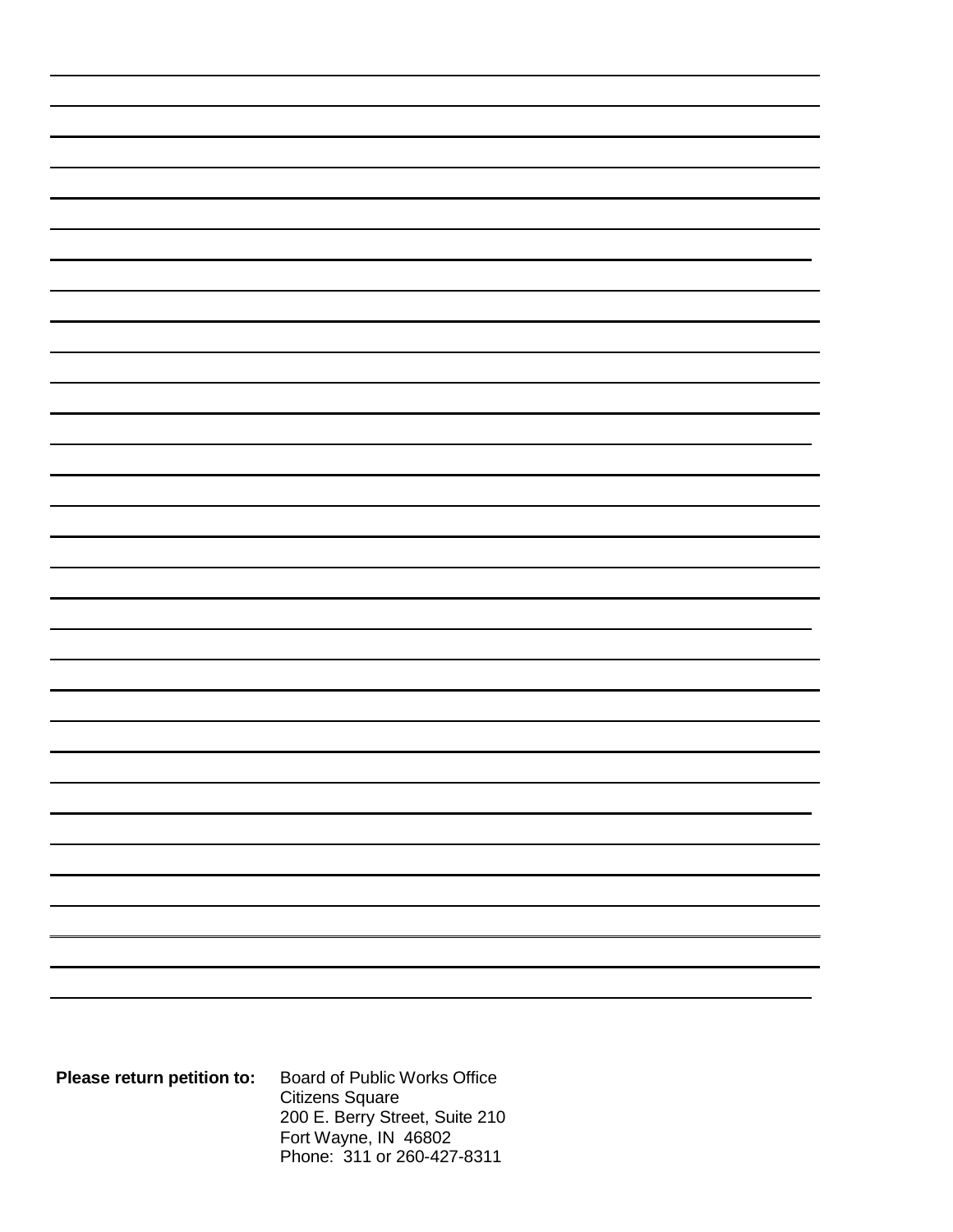**Please return petition to:**

Board of Public Works Office
Citizens Square
200 E. Berry Street, Suite 210
Fort Wayne, IN 46802
Phone: 311 or 260-427-8311